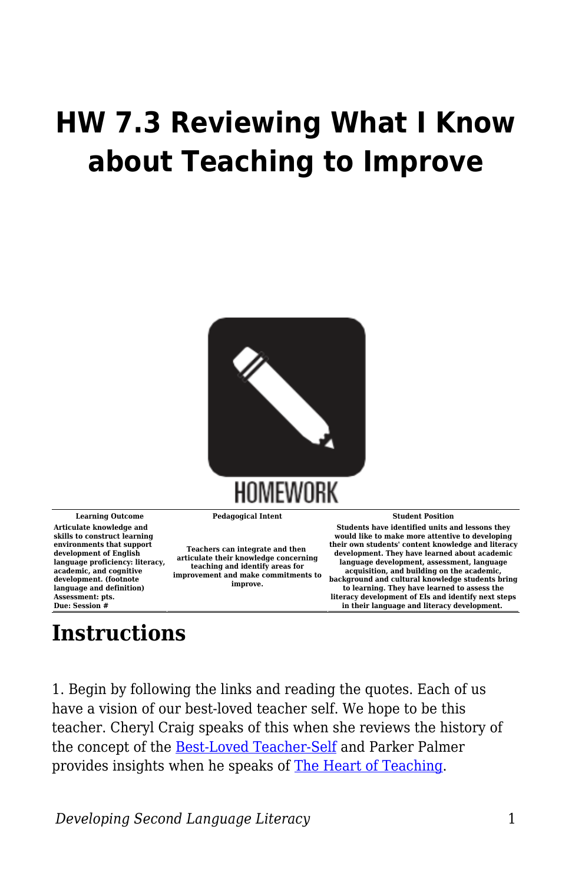# HW 7.3 Reviewing What I Know about Teaching to Improve

HOMEWORK

| Learning Outcome | Pedagogical Intent | Student Position |
| --- | --- | --- |
| Articulate knowledge and skills to construct learning environments that support development of English language proficiency: literacy, academic, and cognitive development. (footnote language and definition)<br>Assessment: pts.<br>Due: Session # | Teachers can integrate and then articulate their knowledge concerning teaching and identify areas for improvement and make commitments to improve. | Students have identified units and lessons they would like to make more attentive to developing their own students' content knowledge and literacy development. They have learned about academic language development, assessment, language acquisition, and building on the academic, background and cultural knowledge students bring to learning. They have learned to assess the literacy development of Els and identify next steps in their language and literacy development. |

## Instructions

1. Begin by following the links and reading the quotes. Each of us have a vision of our best-loved teacher self. We hope to be this teacher. Cheryl Craig speaks of this when she reviews the history of the concept of the Best-Loved Teacher-Self and Parker Palmer provides insights when he speaks of The Heart of Teaching.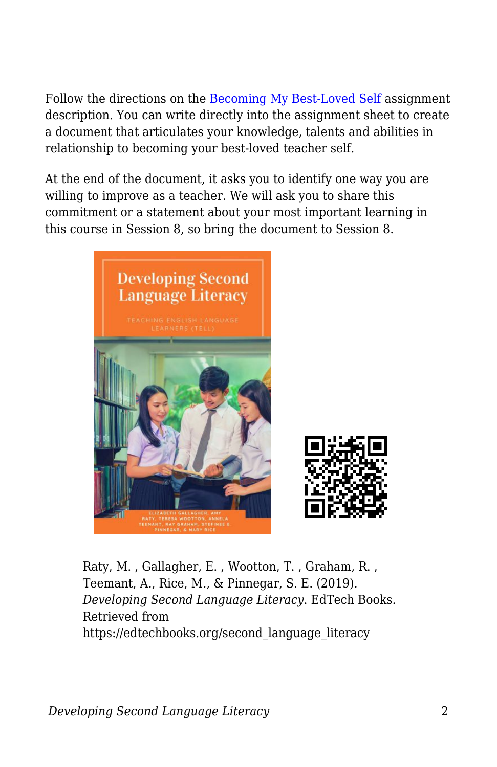Follow the directions on the [Becoming My Best-Loved Self] assignment description. You can write directly into the assignment sheet to create a document that articulates your knowledge, talents and abilities in relationship to becoming your best-loved teacher self.

At the end of the document, it asks you to identify one way you are willing to improve as a teacher. We will ask you to share this commitment or a statement about your most important learning in this course in Session 8, so bring the document to Session 8.

Raty, M. , Gallagher, E. , Wootton, T. , Graham, R. , Teemant, A., Rice, M., & Pinnegar, S. E. (2019). *Developing Second Language Literacy*. EdTech Books. Retrieved from https://edtechbooks.org/second_language_literacy